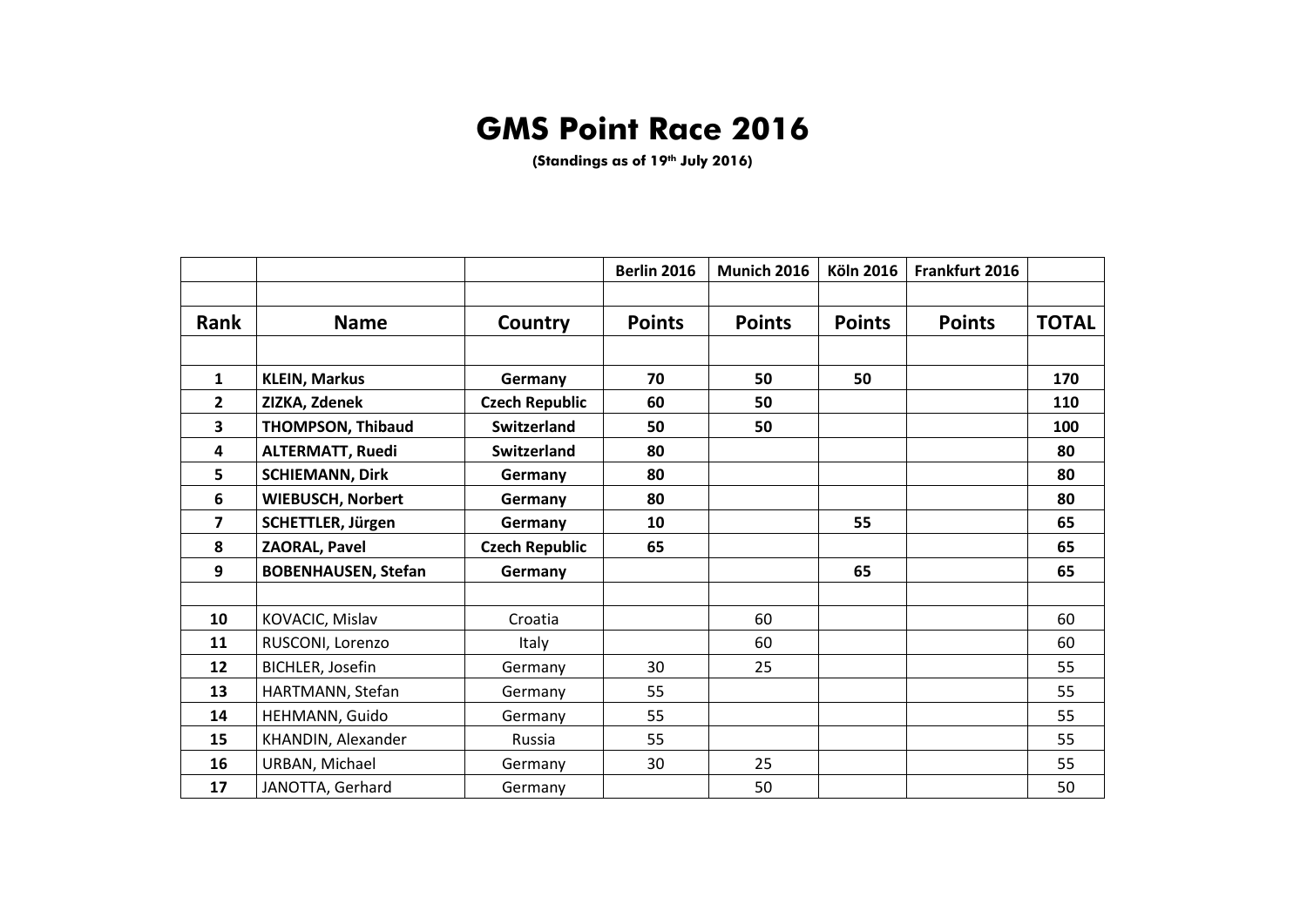# GMS Point Race 2016

**(Standings as of 19th July 2016)**

| | | | Berlin 2016 | Munich 2016 | Köln 2016 | Frankfurt 2016 | |
|---|---|---|---|---|---|---|---|
| **Rank** | **Name** | **Country** | **Points** | **Points** | **Points** | **Points** | **TOTAL** |
| **1** | **KLEIN, Markus** | **Germany** | **70** | **50** | **50** | | **170** |
| **2** | **ZIZKA, Zdenek** | **Czech Republic** | **60** | **50** | | | **110** |
| **3** | **THOMPSON, Thibaud** | **Switzerland** | **50** | **50** | | | **100** |
| **4** | **ALTERMATT, Ruedi** | **Switzerland** | **80** | | | | **80** |
| **5** | **SCHIEMANN, Dirk** | **Germany** | **80** | | | | **80** |
| **6** | **WIEBUSCH, Norbert** | **Germany** | **80** | | | | **80** |
| **7** | **SCHETTLER, Jürgen** | **Germany** | **10** | | **55** | | **65** |
| **8** | **ZAORAL, Pavel** | **Czech Republic** | **65** | | | | **65** |
| **9** | **BOBENHAUSEN, Stefan** | **Germany** | | | **65** | | **65** |
| | | | | | | | |
| **10** | KOVACIC, Mislav | Croatia | | 60 | | | 60 |
| **11** | RUSCONI, Lorenzo | Italy | | 60 | | | 60 |
| **12** | BICHLER, Josefin | Germany | 30 | 25 | | | 55 |
| **13** | HARTMANN, Stefan | Germany | 55 | | | | 55 |
| **14** | HEHMANN, Guido | Germany | 55 | | | | 55 |
| **15** | KHANDIN, Alexander | Russia | 55 | | | | 55 |
| **16** | URBAN, Michael | Germany | 30 | 25 | | | 55 |
| **17** | JANOTTA, Gerhard | Germany | | 50 | | | 50 |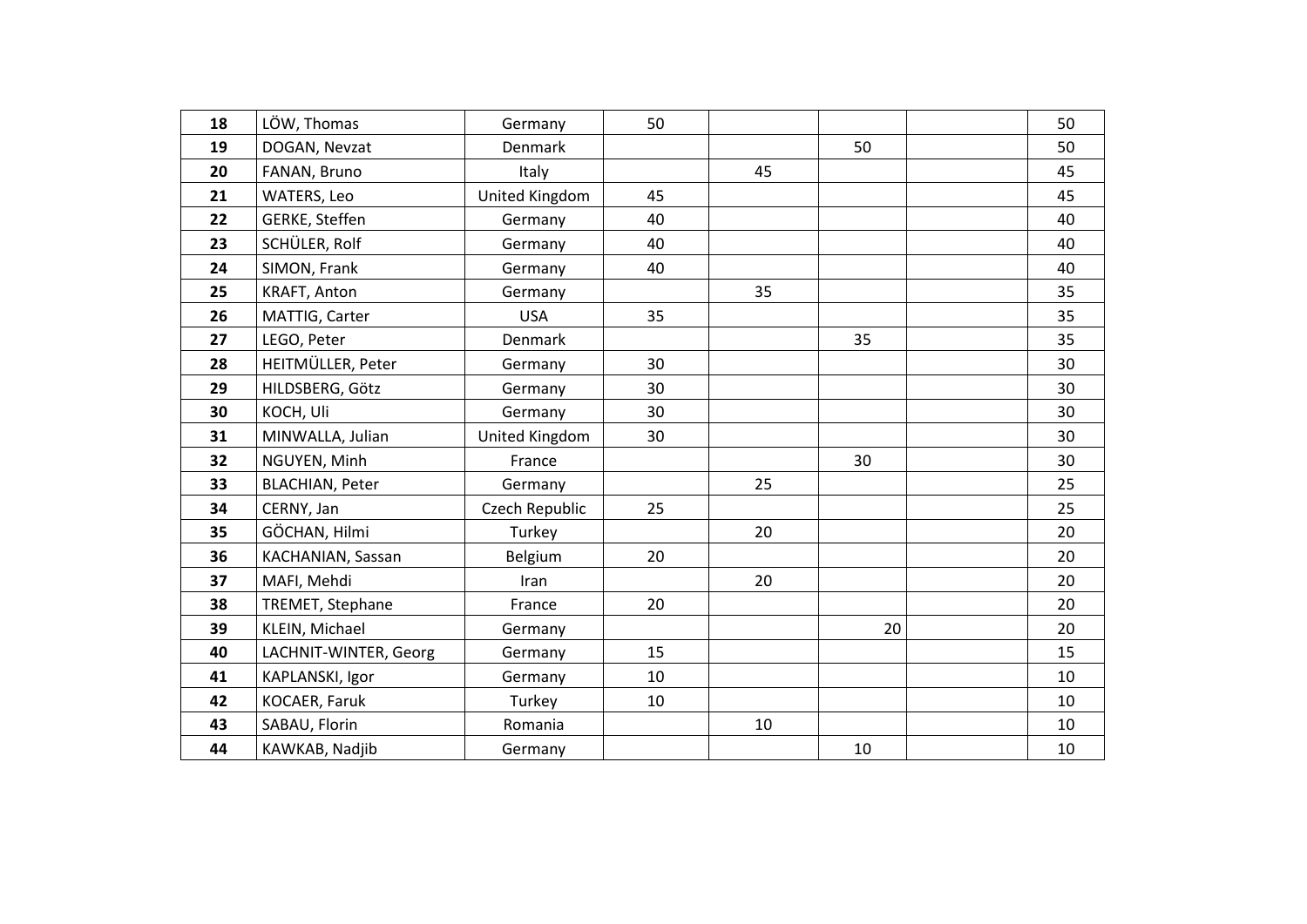| | | | | | | | |
|---|---|---|---|---|---|---|---|
| **18** | LÖW, Thomas | Germany | 50 | | | | 50 |
| **19** | DOGAN, Nevzat | Denmark | | | 50 | | 50 |
| **20** | FANAN, Bruno | Italy | | 45 | | | 45 |
| **21** | WATERS, Leo | United Kingdom | 45 | | | | 45 |
| **22** | GERKE, Steffen | Germany | 40 | | | | 40 |
| **23** | SCHÜLER, Rolf | Germany | 40 | | | | 40 |
| **24** | SIMON, Frank | Germany | 40 | | | | 40 |
| **25** | KRAFT, Anton | Germany | | 35 | | | 35 |
| **26** | MATTIG, Carter | USA | 35 | | | | 35 |
| **27** | LEGO, Peter | Denmark | | | 35 | | 35 |
| **28** | HEITMÜLLER, Peter | Germany | 30 | | | | 30 |
| **29** | HILDSBERG, Götz | Germany | 30 | | | | 30 |
| **30** | KOCH, Uli | Germany | 30 | | | | 30 |
| **31** | MINWALLA, Julian | United Kingdom | 30 | | | | 30 |
| **32** | NGUYEN, Minh | France | | | 30 | | 30 |
| **33** | BLACHIAN, Peter | Germany | | 25 | | | 25 |
| **34** | CERNY, Jan | Czech Republic | 25 | | | | 25 |
| **35** | GÖCHAN, Hilmi | Turkey | | 20 | | | 20 |
| **36** | KACHANIAN, Sassan | Belgium | 20 | | | | 20 |
| **37** | MAFI, Mehdi | Iran | | 20 | | | 20 |
| **38** | TREMET, Stephane | France | 20 | | | | 20 |
| **39** | KLEIN, Michael | Germany | | | 20 | | 20 |
| **40** | LACHNIT-WINTER, Georg | Germany | 15 | | | | 15 |
| **41** | KAPLANSKI, Igor | Germany | 10 | | | | 10 |
| **42** | KOCAER, Faruk | Turkey | 10 | | | | 10 |
| **43** | SABAU, Florin | Romania | | 10 | | | 10 |
| **44** | KAWKAB, Nadjib | Germany | | | 10 | | 10 |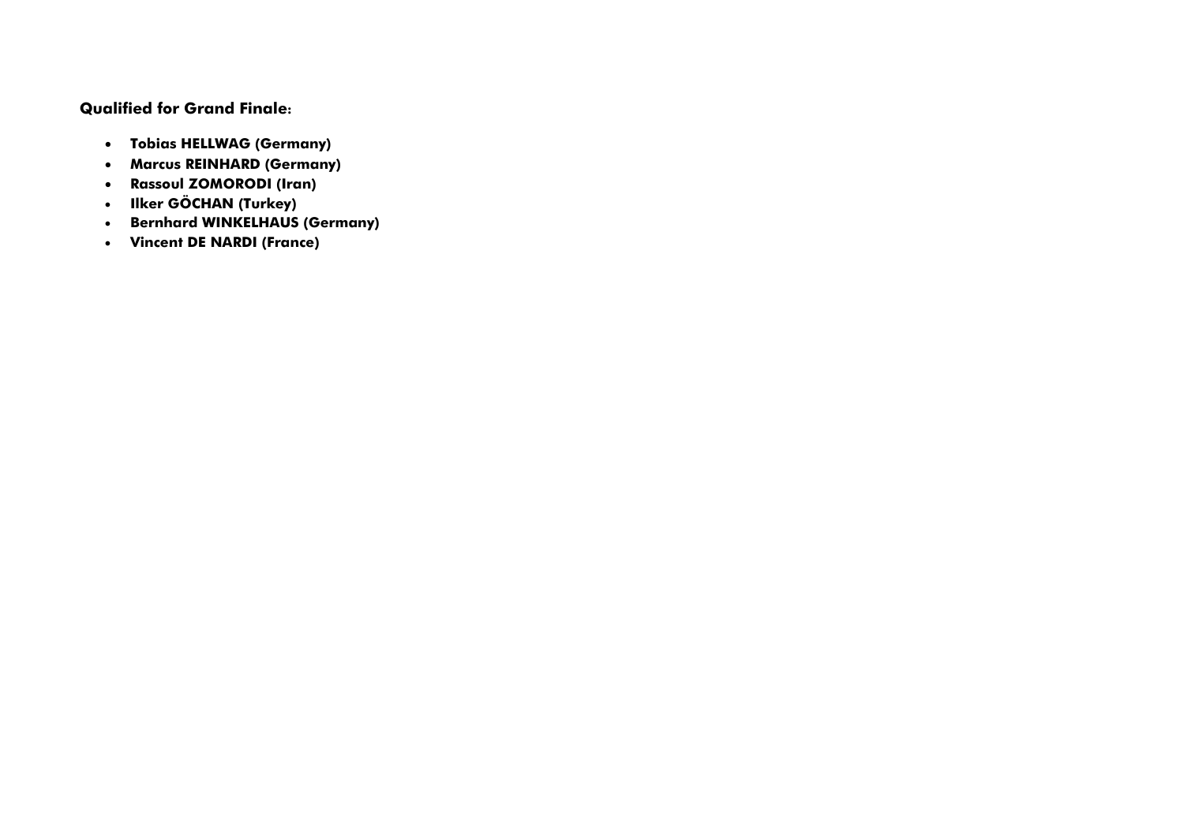**Qualified for Grand Finale:**

- **Tobias HELLWAG (Germany)**
- **Marcus REINHARD (Germany)**
- **Rassoul ZOMORODI (Iran)**
- **Ilker GÖCHAN (Turkey)**
- **Bernhard WINKELHAUS (Germany)**
- **Vincent DE NARDI (France)**